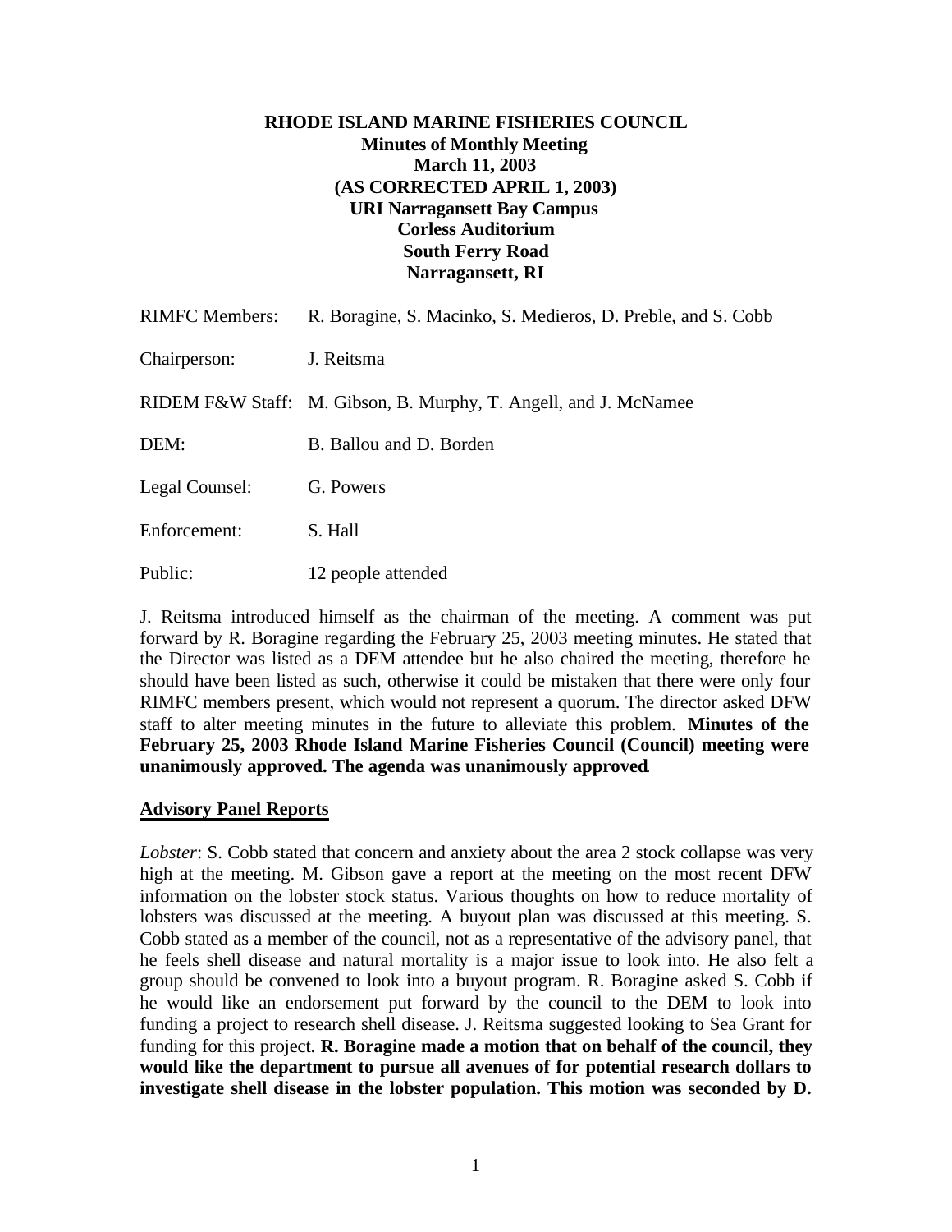# RHODE ISLAND MARINE FISHERIES COUNCIL

**Minutes of Monthly Meeting**
**March 11, 2003**
**(AS CORRECTED APRIL 1, 2003)**
**URI Narragansett Bay Campus**
**Corless Auditorium**
**South Ferry Road**
**Narragansett, RI**

RIMFC Members: R. Boragine, S. Macinko, S. Medieros, D. Preble, and S. Cobb

Chairperson: J. Reitsma

RIDEM F&W Staff: M. Gibson, B. Murphy, T. Angell, and J. McNamee

DEM: B. Ballou and D. Borden

Legal Counsel: G. Powers

Enforcement: S. Hall

Public: 12 people attended

J. Reitsma introduced himself as the chairman of the meeting. A comment was put forward by R. Boragine regarding the February 25, 2003 meeting minutes. He stated that the Director was listed as a DEM attendee but he also chaired the meeting, therefore he should have been listed as such, otherwise it could be mistaken that there were only four RIMFC members present, which would not represent a quorum. The director asked DFW staff to alter meeting minutes in the future to alleviate this problem. **Minutes of the February 25, 2003 Rhode Island Marine Fisheries Council (Council) meeting were unanimously approved. The agenda was unanimously approved**.

## Advisory Panel Reports

*Lobster*: S. Cobb stated that concern and anxiety about the area 2 stock collapse was very high at the meeting. M. Gibson gave a report at the meeting on the most recent DFW information on the lobster stock status. Various thoughts on how to reduce mortality of lobsters was discussed at the meeting. A buyout plan was discussed at this meeting. S. Cobb stated as a member of the council, not as a representative of the advisory panel, that he feels shell disease and natural mortality is a major issue to look into. He also felt a group should be convened to look into a buyout program. R. Boragine asked S. Cobb if he would like an endorsement put forward by the council to the DEM to look into funding a project to research shell disease. J. Reitsma suggested looking to Sea Grant for funding for this project. **R. Boragine made a motion that on behalf of the council, they would like the department to pursue all avenues of for potential research dollars to investigate shell disease in the lobster population. This motion was seconded by D.**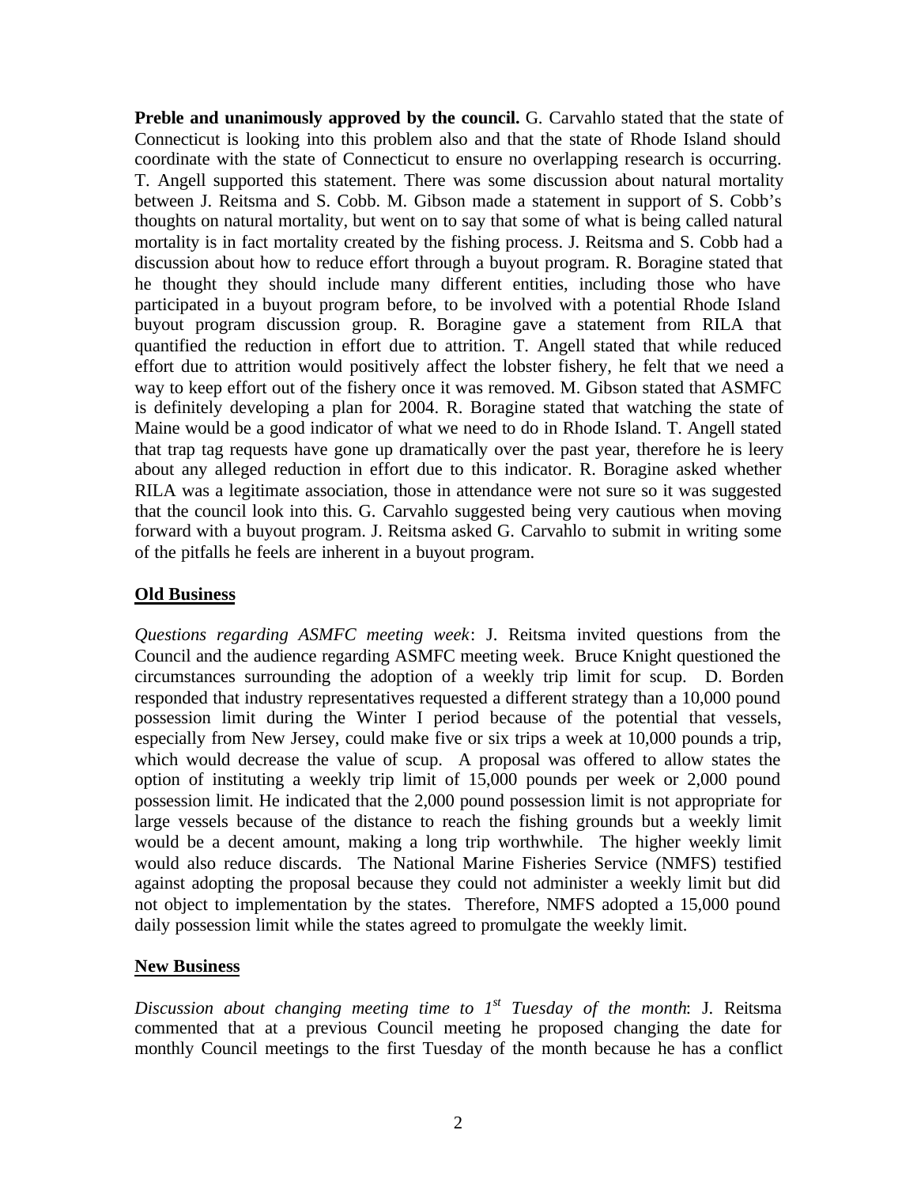**Preble and unanimously approved by the council.** G. Carvahlo stated that the state of Connecticut is looking into this problem also and that the state of Rhode Island should coordinate with the state of Connecticut to ensure no overlapping research is occurring. T. Angell supported this statement. There was some discussion about natural mortality between J. Reitsma and S. Cobb. M. Gibson made a statement in support of S. Cobb's thoughts on natural mortality, but went on to say that some of what is being called natural mortality is in fact mortality created by the fishing process. J. Reitsma and S. Cobb had a discussion about how to reduce effort through a buyout program. R. Boragine stated that he thought they should include many different entities, including those who have participated in a buyout program before, to be involved with a potential Rhode Island buyout program discussion group. R. Boragine gave a statement from RILA that quantified the reduction in effort due to attrition. T. Angell stated that while reduced effort due to attrition would positively affect the lobster fishery, he felt that we need a way to keep effort out of the fishery once it was removed. M. Gibson stated that ASMFC is definitely developing a plan for 2004. R. Boragine stated that watching the state of Maine would be a good indicator of what we need to do in Rhode Island. T. Angell stated that trap tag requests have gone up dramatically over the past year, therefore he is leery about any alleged reduction in effort due to this indicator. R. Boragine asked whether RILA was a legitimate association, those in attendance were not sure so it was suggested that the council look into this. G. Carvahlo suggested being very cautious when moving forward with a buyout program. J. Reitsma asked G. Carvahlo to submit in writing some of the pitfalls he feels are inherent in a buyout program.

## Old Business

*Questions regarding ASMFC meeting week*: J. Reitsma invited questions from the Council and the audience regarding ASMFC meeting week. Bruce Knight questioned the circumstances surrounding the adoption of a weekly trip limit for scup. D. Borden responded that industry representatives requested a different strategy than a 10,000 pound possession limit during the Winter I period because of the potential that vessels, especially from New Jersey, could make five or six trips a week at 10,000 pounds a trip, which would decrease the value of scup. A proposal was offered to allow states the option of instituting a weekly trip limit of 15,000 pounds per week or 2,000 pound possession limit. He indicated that the 2,000 pound possession limit is not appropriate for large vessels because of the distance to reach the fishing grounds but a weekly limit would be a decent amount, making a long trip worthwhile. The higher weekly limit would also reduce discards. The National Marine Fisheries Service (NMFS) testified against adopting the proposal because they could not administer a weekly limit but did not object to implementation by the states. Therefore, NMFS adopted a 15,000 pound daily possession limit while the states agreed to promulgate the weekly limit.

## New Business

*Discussion about changing meeting time to 1st Tuesday of the month*: J. Reitsma commented that at a previous Council meeting he proposed changing the date for monthly Council meetings to the first Tuesday of the month because he has a conflict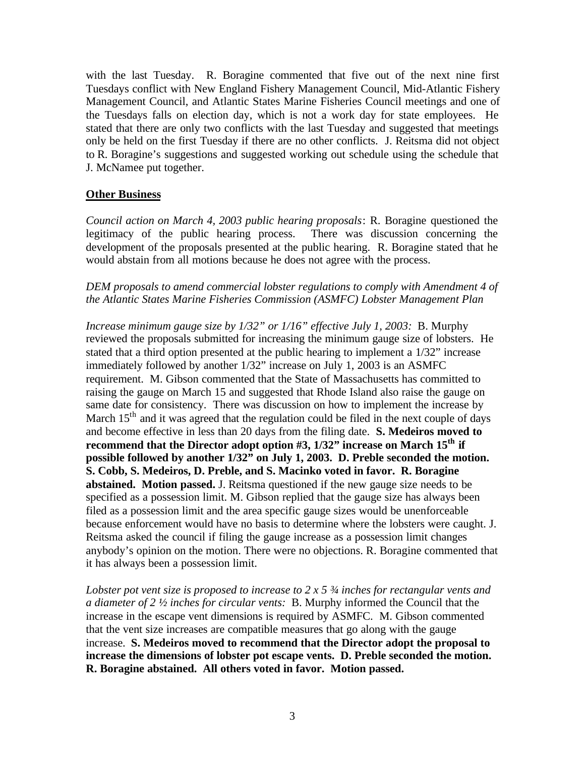with the last Tuesday. R. Boragine commented that five out of the next nine first Tuesdays conflict with New England Fishery Management Council, Mid-Atlantic Fishery Management Council, and Atlantic States Marine Fisheries Council meetings and one of the Tuesdays falls on election day, which is not a work day for state employees. He stated that there are only two conflicts with the last Tuesday and suggested that meetings only be held on the first Tuesday if there are no other conflicts. J. Reitsma did not object to R. Boragine's suggestions and suggested working out schedule using the schedule that J. McNamee put together.

**Other Business**

*Council action on March 4, 2003 public hearing proposals*: R. Boragine questioned the legitimacy of the public hearing process. There was discussion concerning the development of the proposals presented at the public hearing. R. Boragine stated that he would abstain from all motions because he does not agree with the process.

*DEM proposals to amend commercial lobster regulations to comply with Amendment 4 of the Atlantic States Marine Fisheries Commission (ASMFC) Lobster Management Plan*

*Increase minimum gauge size by 1/32" or 1/16" effective July 1, 2003:* B. Murphy reviewed the proposals submitted for increasing the minimum gauge size of lobsters. He stated that a third option presented at the public hearing to implement a 1/32" increase immediately followed by another 1/32" increase on July 1, 2003 is an ASMFC requirement. M. Gibson commented that the State of Massachusetts has committed to raising the gauge on March 15 and suggested that Rhode Island also raise the gauge on same date for consistency. There was discussion on how to implement the increase by March 15th and it was agreed that the regulation could be filed in the next couple of days and become effective in less than 20 days from the filing date. **S. Medeiros moved to recommend that the Director adopt option #3, 1/32" increase on March 15th if possible followed by another 1/32" on July 1, 2003. D. Preble seconded the motion. S. Cobb, S. Medeiros, D. Preble, and S. Macinko voted in favor. R. Boragine abstained. Motion passed.** J. Reitsma questioned if the new gauge size needs to be specified as a possession limit. M. Gibson replied that the gauge size has always been filed as a possession limit and the area specific gauge sizes would be unenforceable because enforcement would have no basis to determine where the lobsters were caught. J. Reitsma asked the council if filing the gauge increase as a possession limit changes anybody's opinion on the motion. There were no objections. R. Boragine commented that it has always been a possession limit.

*Lobster pot vent size is proposed to increase to 2 x 5 ¾ inches for rectangular vents and a diameter of 2 ½ inches for circular vents:* B. Murphy informed the Council that the increase in the escape vent dimensions is required by ASMFC. M. Gibson commented that the vent size increases are compatible measures that go along with the gauge increase. **S. Medeiros moved to recommend that the Director adopt the proposal to increase the dimensions of lobster pot escape vents. D. Preble seconded the motion. R. Boragine abstained. All others voted in favor. Motion passed.**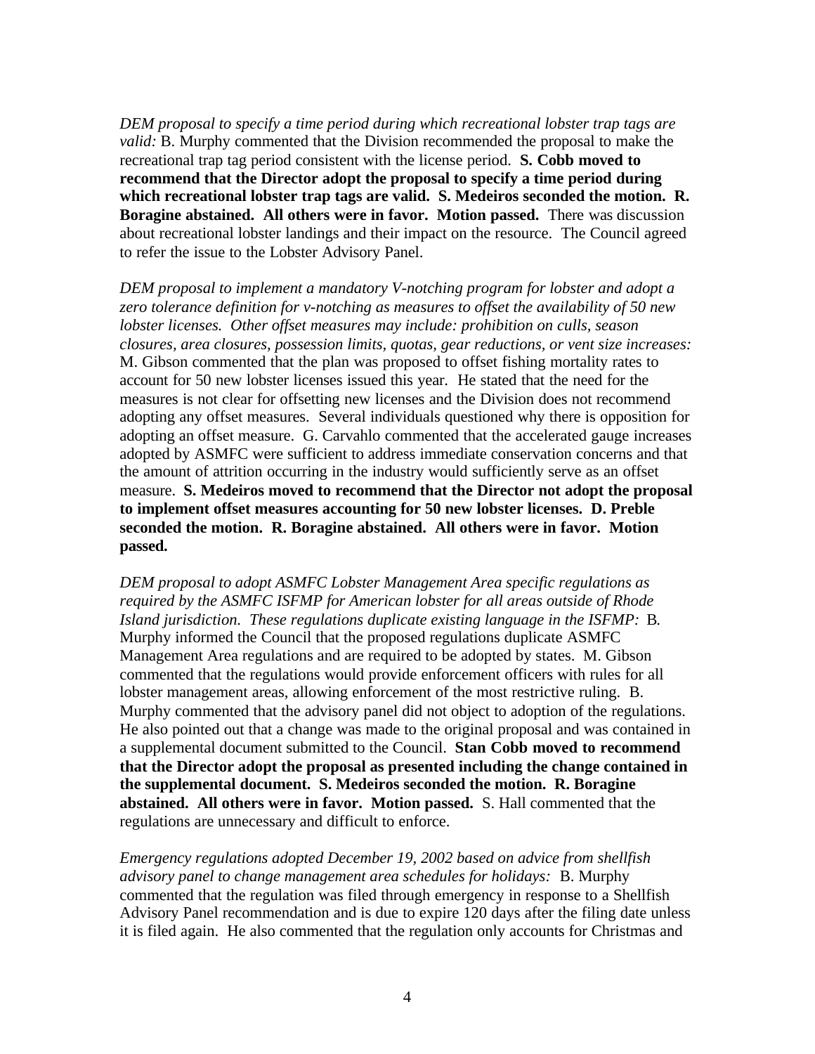*DEM proposal to specify a time period during which recreational lobster trap tags are valid:* B. Murphy commented that the Division recommended the proposal to make the recreational trap tag period consistent with the license period. **S. Cobb moved to recommend that the Director adopt the proposal to specify a time period during which recreational lobster trap tags are valid. S. Medeiros seconded the motion. R. Boragine abstained. All others were in favor. Motion passed.** There was discussion about recreational lobster landings and their impact on the resource. The Council agreed to refer the issue to the Lobster Advisory Panel.

*DEM proposal to implement a mandatory V-notching program for lobster and adopt a zero tolerance definition for v-notching as measures to offset the availability of 50 new lobster licenses. Other offset measures may include: prohibition on culls, season closures, area closures, possession limits, quotas, gear reductions, or vent size increases:* M. Gibson commented that the plan was proposed to offset fishing mortality rates to account for 50 new lobster licenses issued this year. He stated that the need for the measures is not clear for offsetting new licenses and the Division does not recommend adopting any offset measures. Several individuals questioned why there is opposition for adopting an offset measure. G. Carvahlo commented that the accelerated gauge increases adopted by ASMFC were sufficient to address immediate conservation concerns and that the amount of attrition occurring in the industry would sufficiently serve as an offset measure. **S. Medeiros moved to recommend that the Director not adopt the proposal to implement offset measures accounting for 50 new lobster licenses. D. Preble seconded the motion. R. Boragine abstained. All others were in favor. Motion passed.**

*DEM proposal to adopt ASMFC Lobster Management Area specific regulations as required by the ASMFC ISFMP for American lobster for all areas outside of Rhode Island jurisdiction. These regulations duplicate existing language in the ISFMP:* B. Murphy informed the Council that the proposed regulations duplicate ASMFC Management Area regulations and are required to be adopted by states. M. Gibson commented that the regulations would provide enforcement officers with rules for all lobster management areas, allowing enforcement of the most restrictive ruling. B. Murphy commented that the advisory panel did not object to adoption of the regulations. He also pointed out that a change was made to the original proposal and was contained in a supplemental document submitted to the Council. **Stan Cobb moved to recommend that the Director adopt the proposal as presented including the change contained in the supplemental document. S. Medeiros seconded the motion. R. Boragine abstained. All others were in favor. Motion passed.** S. Hall commented that the regulations are unnecessary and difficult to enforce.

*Emergency regulations adopted December 19, 2002 based on advice from shellfish advisory panel to change management area schedules for holidays:* B. Murphy commented that the regulation was filed through emergency in response to a Shellfish Advisory Panel recommendation and is due to expire 120 days after the filing date unless it is filed again. He also commented that the regulation only accounts for Christmas and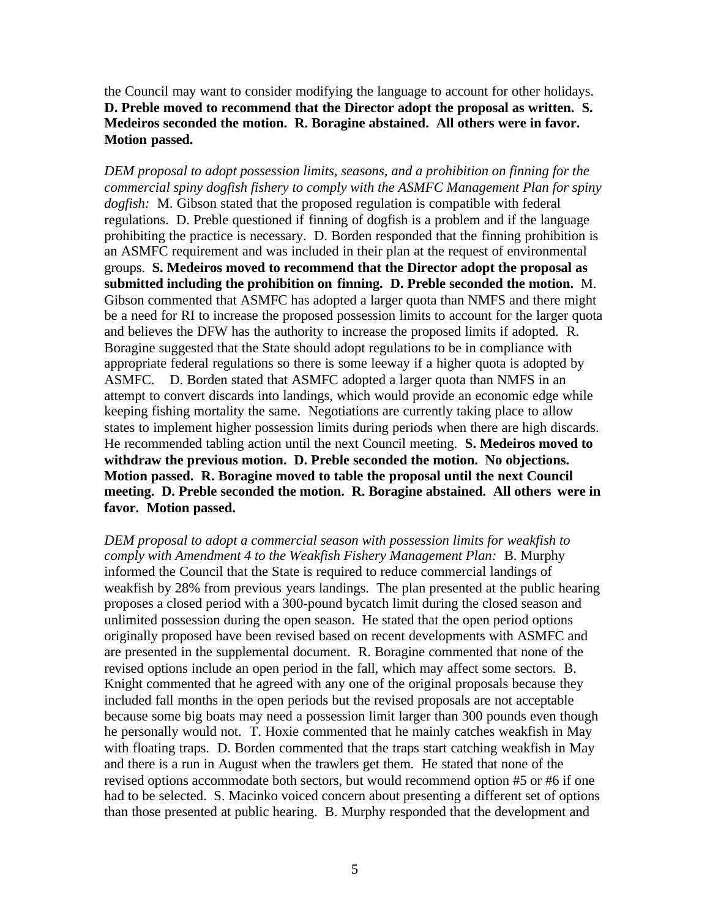the Council may want to consider modifying the language to account for other holidays. **D. Preble moved to recommend that the Director adopt the proposal as written. S. Medeiros seconded the motion. R. Boragine abstained. All others were in favor. Motion passed.**

*DEM proposal to adopt possession limits, seasons, and a prohibition on finning for the commercial spiny dogfish fishery to comply with the ASMFC Management Plan for spiny dogfish:* M. Gibson stated that the proposed regulation is compatible with federal regulations. D. Preble questioned if finning of dogfish is a problem and if the language prohibiting the practice is necessary. D. Borden responded that the finning prohibition is an ASMFC requirement and was included in their plan at the request of environmental groups. **S. Medeiros moved to recommend that the Director adopt the proposal as submitted including the prohibition on finning. D. Preble seconded the motion.** M. Gibson commented that ASMFC has adopted a larger quota than NMFS and there might be a need for RI to increase the proposed possession limits to account for the larger quota and believes the DFW has the authority to increase the proposed limits if adopted. R. Boragine suggested that the State should adopt regulations to be in compliance with appropriate federal regulations so there is some leeway if a higher quota is adopted by ASMFC. D. Borden stated that ASMFC adopted a larger quota than NMFS in an attempt to convert discards into landings, which would provide an economic edge while keeping fishing mortality the same. Negotiations are currently taking place to allow states to implement higher possession limits during periods when there are high discards. He recommended tabling action until the next Council meeting. **S. Medeiros moved to withdraw the previous motion. D. Preble seconded the motion. No objections. Motion passed. R. Boragine moved to table the proposal until the next Council meeting. D. Preble seconded the motion. R. Boragine abstained. All others were in favor. Motion passed.**

*DEM proposal to adopt a commercial season with possession limits for weakfish to comply with Amendment 4 to the Weakfish Fishery Management Plan:* B. Murphy informed the Council that the State is required to reduce commercial landings of weakfish by 28% from previous years landings. The plan presented at the public hearing proposes a closed period with a 300-pound bycatch limit during the closed season and unlimited possession during the open season. He stated that the open period options originally proposed have been revised based on recent developments with ASMFC and are presented in the supplemental document. R. Boragine commented that none of the revised options include an open period in the fall, which may affect some sectors. B. Knight commented that he agreed with any one of the original proposals because they included fall months in the open periods but the revised proposals are not acceptable because some big boats may need a possession limit larger than 300 pounds even though he personally would not. T. Hoxie commented that he mainly catches weakfish in May with floating traps. D. Borden commented that the traps start catching weakfish in May and there is a run in August when the trawlers get them. He stated that none of the revised options accommodate both sectors, but would recommend option #5 or #6 if one had to be selected. S. Macinko voiced concern about presenting a different set of options than those presented at public hearing. B. Murphy responded that the development and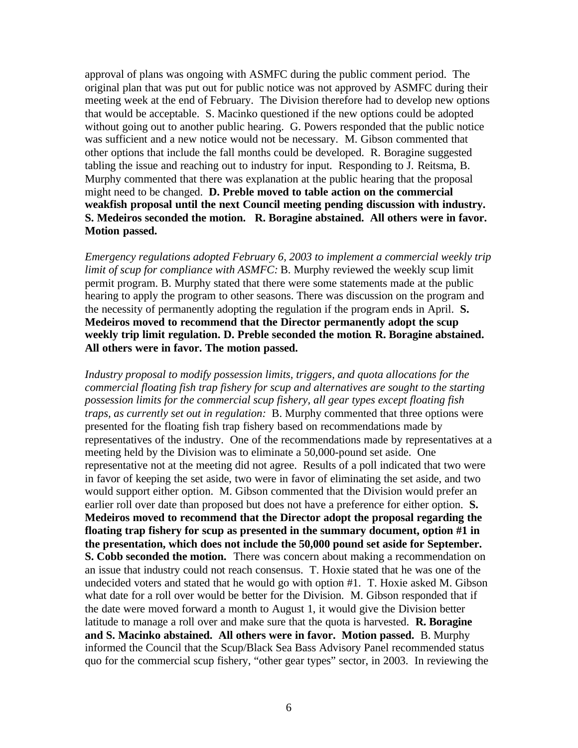approval of plans was ongoing with ASMFC during the public comment period. The original plan that was put out for public notice was not approved by ASMFC during their meeting week at the end of February. The Division therefore had to develop new options that would be acceptable. S. Macinko questioned if the new options could be adopted without going out to another public hearing. G. Powers responded that the public notice was sufficient and a new notice would not be necessary. M. Gibson commented that other options that include the fall months could be developed. R. Boragine suggested tabling the issue and reaching out to industry for input. Responding to J. Reitsma, B. Murphy commented that there was explanation at the public hearing that the proposal might need to be changed. **D. Preble moved to table action on the commercial weakfish proposal until the next Council meeting pending discussion with industry. S. Medeiros seconded the motion. R. Boragine abstained. All others were in favor. Motion passed.**

*Emergency regulations adopted February 6, 2003 to implement a commercial weekly trip limit of scup for compliance with ASMFC:* B. Murphy reviewed the weekly scup limit permit program. B. Murphy stated that there were some statements made at the public hearing to apply the program to other seasons. There was discussion on the program and the necessity of permanently adopting the regulation if the program ends in April. **S. Medeiros moved to recommend that the Director permanently adopt the scup weekly trip limit regulation. D. Preble seconded the motion. R. Boragine abstained. All others were in favor. The motion passed.**

*Industry proposal to modify possession limits, triggers, and quota allocations for the commercial floating fish trap fishery for scup and alternatives are sought to the starting possession limits for the commercial scup fishery, all gear types except floating fish traps, as currently set out in regulation:* B. Murphy commented that three options were presented for the floating fish trap fishery based on recommendations made by representatives of the industry. One of the recommendations made by representatives at a meeting held by the Division was to eliminate a 50,000-pound set aside. One representative not at the meeting did not agree. Results of a poll indicated that two were in favor of keeping the set aside, two were in favor of eliminating the set aside, and two would support either option. M. Gibson commented that the Division would prefer an earlier roll over date than proposed but does not have a preference for either option. **S. Medeiros moved to recommend that the Director adopt the proposal regarding the floating trap fishery for scup as presented in the summary document, option #1 in the presentation, which does not include the 50,000 pound set aside for September. S. Cobb seconded the motion.** There was concern about making a recommendation on an issue that industry could not reach consensus. T. Hoxie stated that he was one of the undecided voters and stated that he would go with option #1. T. Hoxie asked M. Gibson what date for a roll over would be better for the Division. M. Gibson responded that if the date were moved forward a month to August 1, it would give the Division better latitude to manage a roll over and make sure that the quota is harvested. **R. Boragine and S. Macinko abstained. All others were in favor. Motion passed.** B. Murphy informed the Council that the Scup/Black Sea Bass Advisory Panel recommended status quo for the commercial scup fishery, "other gear types" sector, in 2003. In reviewing the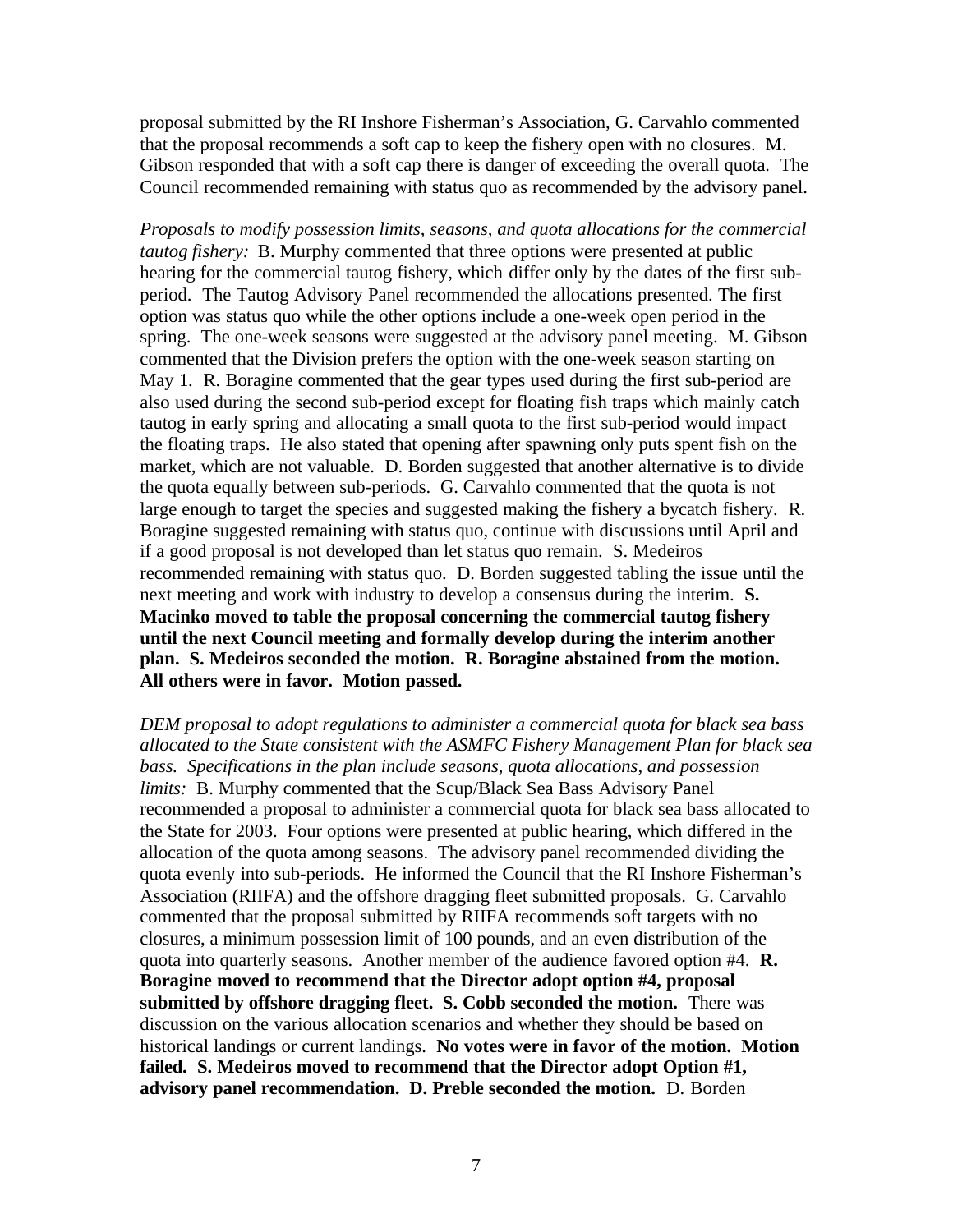proposal submitted by the RI Inshore Fisherman's Association, G. Carvahlo commented that the proposal recommends a soft cap to keep the fishery open with no closures. M. Gibson responded that with a soft cap there is danger of exceeding the overall quota. The Council recommended remaining with status quo as recommended by the advisory panel.

*Proposals to modify possession limits, seasons, and quota allocations for the commercial tautog fishery:* B. Murphy commented that three options were presented at public hearing for the commercial tautog fishery, which differ only by the dates of the first sub-period. The Tautog Advisory Panel recommended the allocations presented. The first option was status quo while the other options include a one-week open period in the spring. The one-week seasons were suggested at the advisory panel meeting. M. Gibson commented that the Division prefers the option with the one-week season starting on May 1. R. Boragine commented that the gear types used during the first sub-period are also used during the second sub-period except for floating fish traps which mainly catch tautog in early spring and allocating a small quota to the first sub-period would impact the floating traps. He also stated that opening after spawning only puts spent fish on the market, which are not valuable. D. Borden suggested that another alternative is to divide the quota equally between sub-periods. G. Carvahlo commented that the quota is not large enough to target the species and suggested making the fishery a bycatch fishery. R. Boragine suggested remaining with status quo, continue with discussions until April and if a good proposal is not developed than let status quo remain. S. Medeiros recommended remaining with status quo. D. Borden suggested tabling the issue until the next meeting and work with industry to develop a consensus during the interim. **S. Macinko moved to table the proposal concerning the commercial tautog fishery until the next Council meeting and formally develop during the interim another plan. S. Medeiros seconded the motion. R. Boragine abstained from the motion. All others were in favor. Motion passed.**

*DEM proposal to adopt regulations to administer a commercial quota for black sea bass allocated to the State consistent with the ASMFC Fishery Management Plan for black sea bass. Specifications in the plan include seasons, quota allocations, and possession limits:* B. Murphy commented that the Scup/Black Sea Bass Advisory Panel recommended a proposal to administer a commercial quota for black sea bass allocated to the State for 2003. Four options were presented at public hearing, which differed in the allocation of the quota among seasons. The advisory panel recommended dividing the quota evenly into sub-periods. He informed the Council that the RI Inshore Fisherman's Association (RIIFA) and the offshore dragging fleet submitted proposals. G. Carvahlo commented that the proposal submitted by RIIFA recommends soft targets with no closures, a minimum possession limit of 100 pounds, and an even distribution of the quota into quarterly seasons. Another member of the audience favored option #4. **R. Boragine moved to recommend that the Director adopt option #4, proposal submitted by offshore dragging fleet. S. Cobb seconded the motion.** There was discussion on the various allocation scenarios and whether they should be based on historical landings or current landings. **No votes were in favor of the motion. Motion failed. S. Medeiros moved to recommend that the Director adopt Option #1, advisory panel recommendation. D. Preble seconded the motion.** D. Borden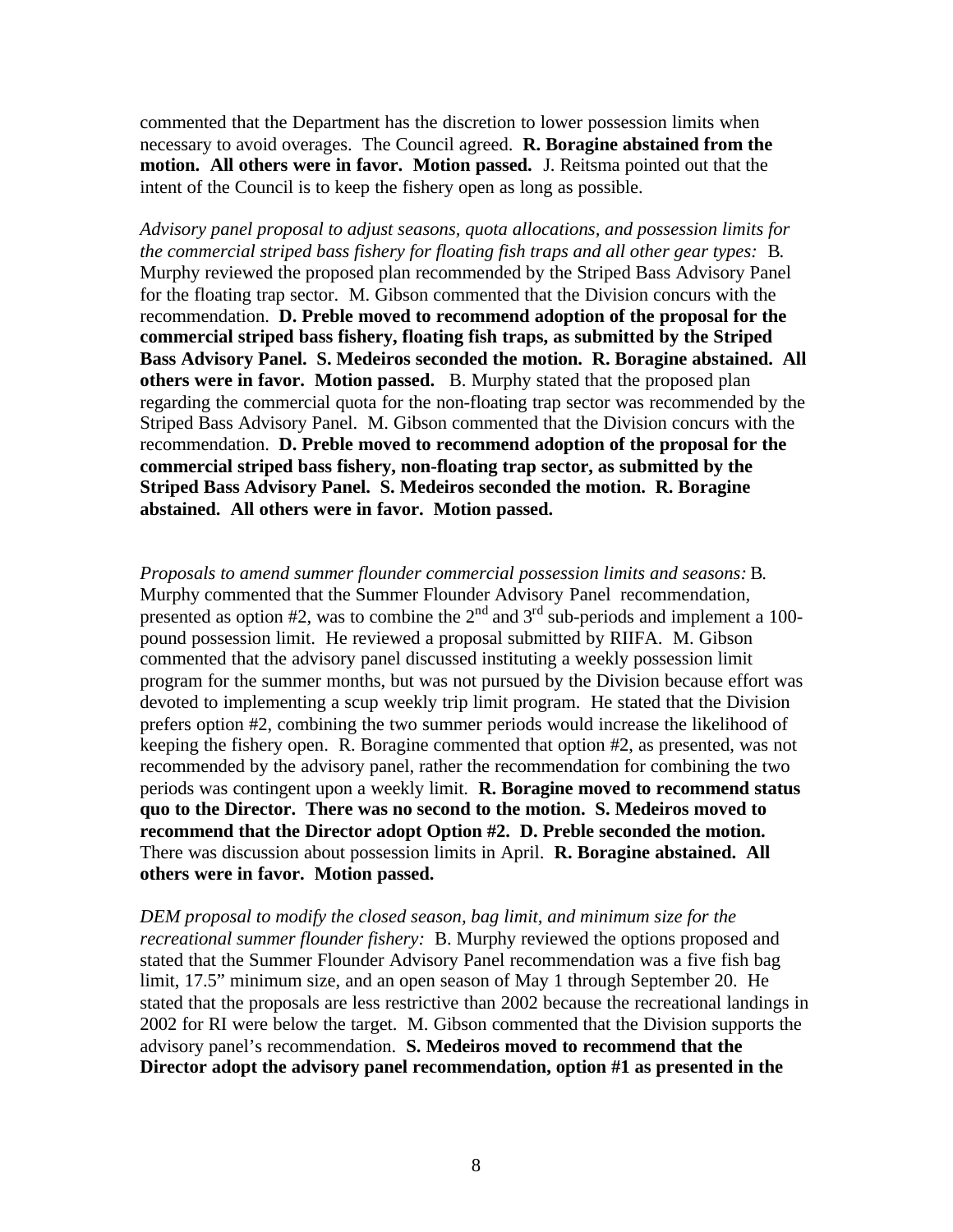commented that the Department has the discretion to lower possession limits when necessary to avoid overages. The Council agreed. **R. Boragine abstained from the motion. All others were in favor. Motion passed.** J. Reitsma pointed out that the intent of the Council is to keep the fishery open as long as possible.

*Advisory panel proposal to adjust seasons, quota allocations, and possession limits for the commercial striped bass fishery for floating fish traps and all other gear types:* B. Murphy reviewed the proposed plan recommended by the Striped Bass Advisory Panel for the floating trap sector. M. Gibson commented that the Division concurs with the recommendation. **D. Preble moved to recommend adoption of the proposal for the commercial striped bass fishery, floating fish traps, as submitted by the Striped Bass Advisory Panel. S. Medeiros seconded the motion. R. Boragine abstained. All others were in favor. Motion passed.** B. Murphy stated that the proposed plan regarding the commercial quota for the non-floating trap sector was recommended by the Striped Bass Advisory Panel. M. Gibson commented that the Division concurs with the recommendation. **D. Preble moved to recommend adoption of the proposal for the commercial striped bass fishery, non-floating trap sector, as submitted by the Striped Bass Advisory Panel. S. Medeiros seconded the motion. R. Boragine abstained. All others were in favor. Motion passed.**

*Proposals to amend summer flounder commercial possession limits and seasons:* B. Murphy commented that the Summer Flounder Advisory Panel recommendation, presented as option #2, was to combine the 2nd and 3rd sub-periods and implement a 100-pound possession limit. He reviewed a proposal submitted by RIIFA. M. Gibson commented that the advisory panel discussed instituting a weekly possession limit program for the summer months, but was not pursued by the Division because effort was devoted to implementing a scup weekly trip limit program. He stated that the Division prefers option #2, combining the two summer periods would increase the likelihood of keeping the fishery open. R. Boragine commented that option #2, as presented, was not recommended by the advisory panel, rather the recommendation for combining the two periods was contingent upon a weekly limit. **R. Boragine moved to recommend status quo to the Director. There was no second to the motion. S. Medeiros moved to recommend that the Director adopt Option #2. D. Preble seconded the motion.** There was discussion about possession limits in April. **R. Boragine abstained. All others were in favor. Motion passed.**

*DEM proposal to modify the closed season, bag limit, and minimum size for the recreational summer flounder fishery:* B. Murphy reviewed the options proposed and stated that the Summer Flounder Advisory Panel recommendation was a five fish bag limit, 17.5" minimum size, and an open season of May 1 through September 20. He stated that the proposals are less restrictive than 2002 because the recreational landings in 2002 for RI were below the target. M. Gibson commented that the Division supports the advisory panel's recommendation. **S. Medeiros moved to recommend that the Director adopt the advisory panel recommendation, option #1 as presented in the**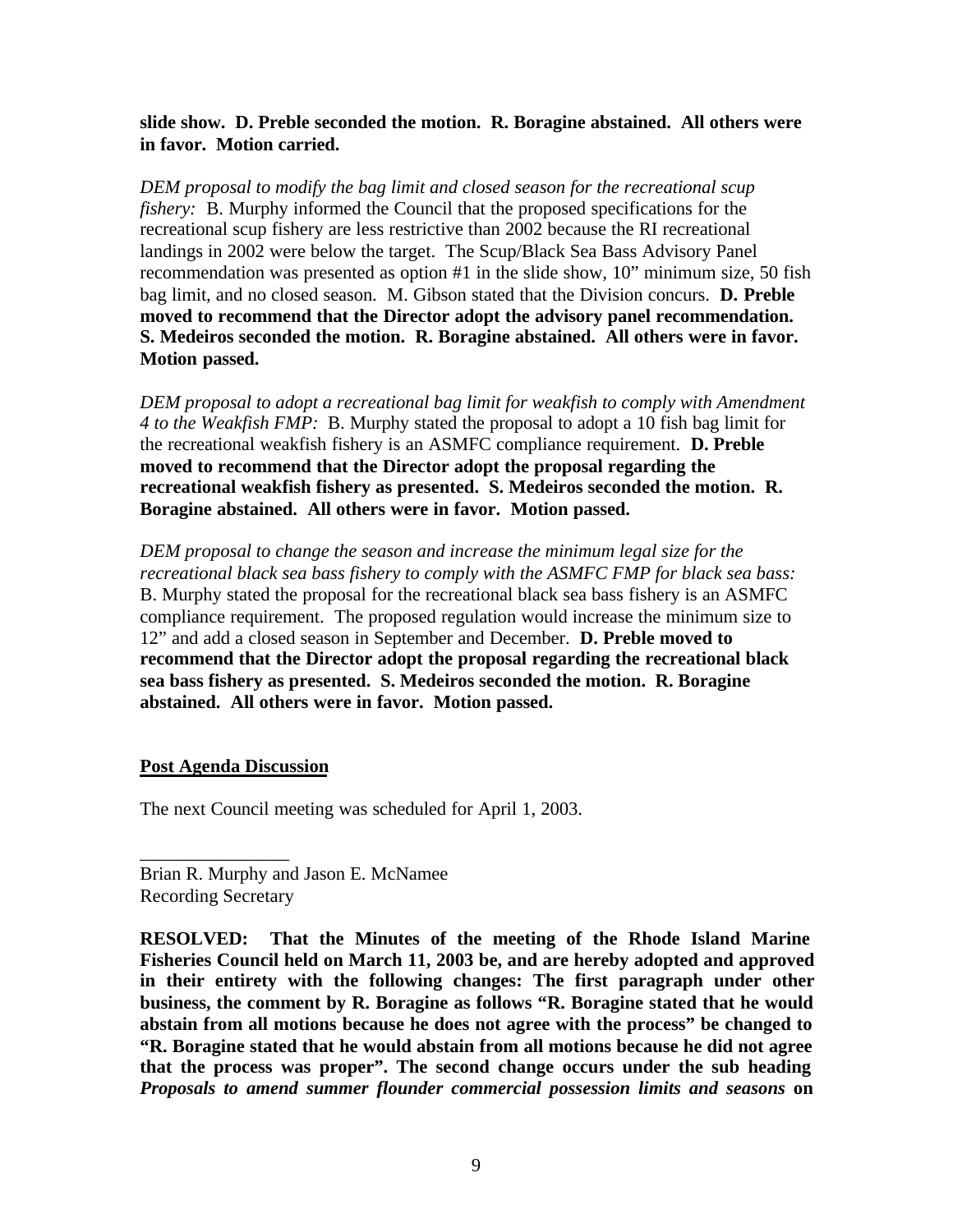**slide show. D. Preble seconded the motion. R. Boragine abstained. All others were in favor. Motion carried.**

*DEM proposal to modify the bag limit and closed season for the recreational scup fishery:* B. Murphy informed the Council that the proposed specifications for the recreational scup fishery are less restrictive than 2002 because the RI recreational landings in 2002 were below the target. The Scup/Black Sea Bass Advisory Panel recommendation was presented as option #1 in the slide show, 10" minimum size, 50 fish bag limit, and no closed season. M. Gibson stated that the Division concurs. **D. Preble moved to recommend that the Director adopt the advisory panel recommendation. S. Medeiros seconded the motion. R. Boragine abstained. All others were in favor. Motion passed.**

*DEM proposal to adopt a recreational bag limit for weakfish to comply with Amendment 4 to the Weakfish FMP:* B. Murphy stated the proposal to adopt a 10 fish bag limit for the recreational weakfish fishery is an ASMFC compliance requirement. **D. Preble moved to recommend that the Director adopt the proposal regarding the recreational weakfish fishery as presented. S. Medeiros seconded the motion. R. Boragine abstained. All others were in favor. Motion passed.**

*DEM proposal to change the season and increase the minimum legal size for the recreational black sea bass fishery to comply with the ASMFC FMP for black sea bass:* B. Murphy stated the proposal for the recreational black sea bass fishery is an ASMFC compliance requirement. The proposed regulation would increase the minimum size to 12" and add a closed season in September and December. **D. Preble moved to recommend that the Director adopt the proposal regarding the recreational black sea bass fishery as presented. S. Medeiros seconded the motion. R. Boragine abstained. All others were in favor. Motion passed.**

**Post Agenda Discussion**

The next Council meeting was scheduled for April 1, 2003.

\_\_\_\_\_\_\_\_\_\_\_\_\_\_\_\_

Brian R. Murphy and Jason E. McNamee
Recording Secretary

**RESOLVED: That the Minutes of the meeting of the Rhode Island Marine Fisheries Council held on March 11, 2003 be, and are hereby adopted and approved in their entirety with the following changes: The first paragraph under other business, the comment by R. Boragine as follows "R. Boragine stated that he would abstain from all motions because he does not agree with the process" be changed to "R. Boragine stated that he would abstain from all motions because he did not agree that the process was proper". The second change occurs under the sub heading *Proposals to amend summer flounder commercial possession limits and seasons* on**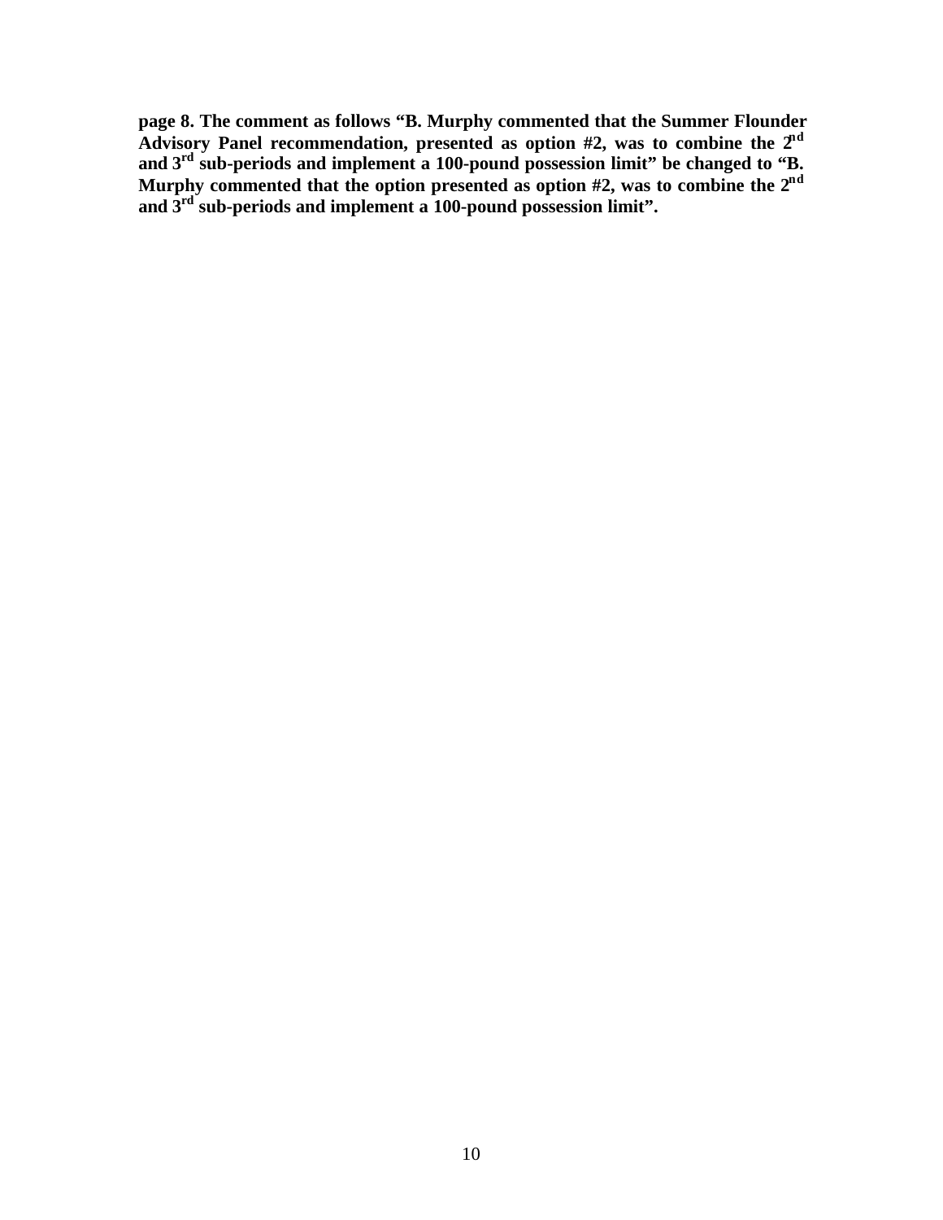**page 8. The comment as follows "B. Murphy commented that the Summer Flounder Advisory Panel recommendation, presented as option #2, was to combine the 2$^{nd}$ and 3$^{rd}$ sub-periods and implement a 100-pound possession limit" be changed to "B. Murphy commented that the option presented as option #2, was to combine the 2$^{nd}$ and 3$^{rd}$ sub-periods and implement a 100-pound possession limit".**